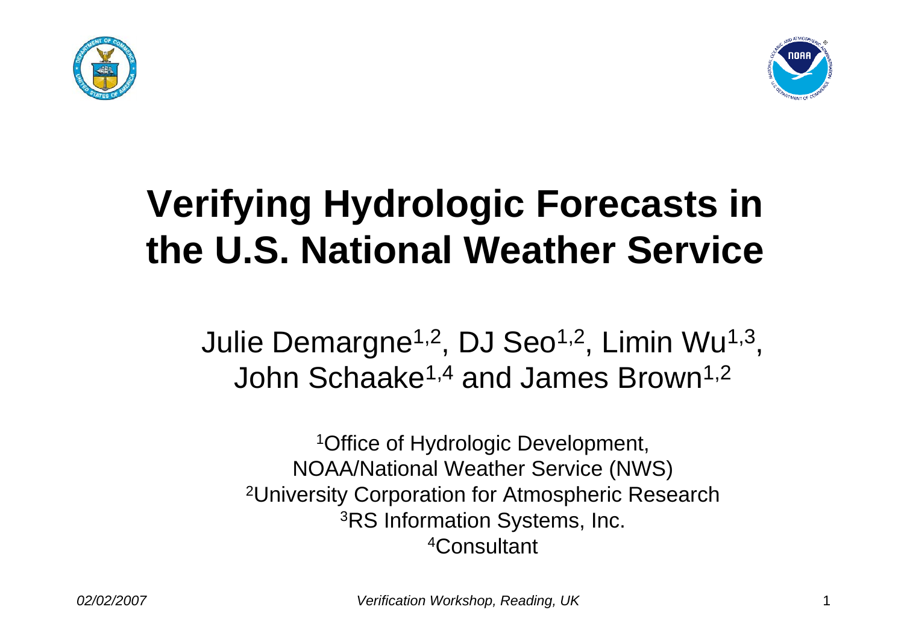# Verifying Hydrologic Forecasts in the U.S. National Weather Service

Julie Demargne[1,2], DJ Seo[1,2], Limin Wu[1,3], John Schaake[1,4] and James Brown[1,2]

[1]Office of Hydrologic Development, NOAA/National Weather Service (NWS)
[2]University Corporation for Atmospheric Research
[3]RS Information Systems, Inc.
[4]Consultant

*02/02/2007* *Verification Workshop, Reading, UK*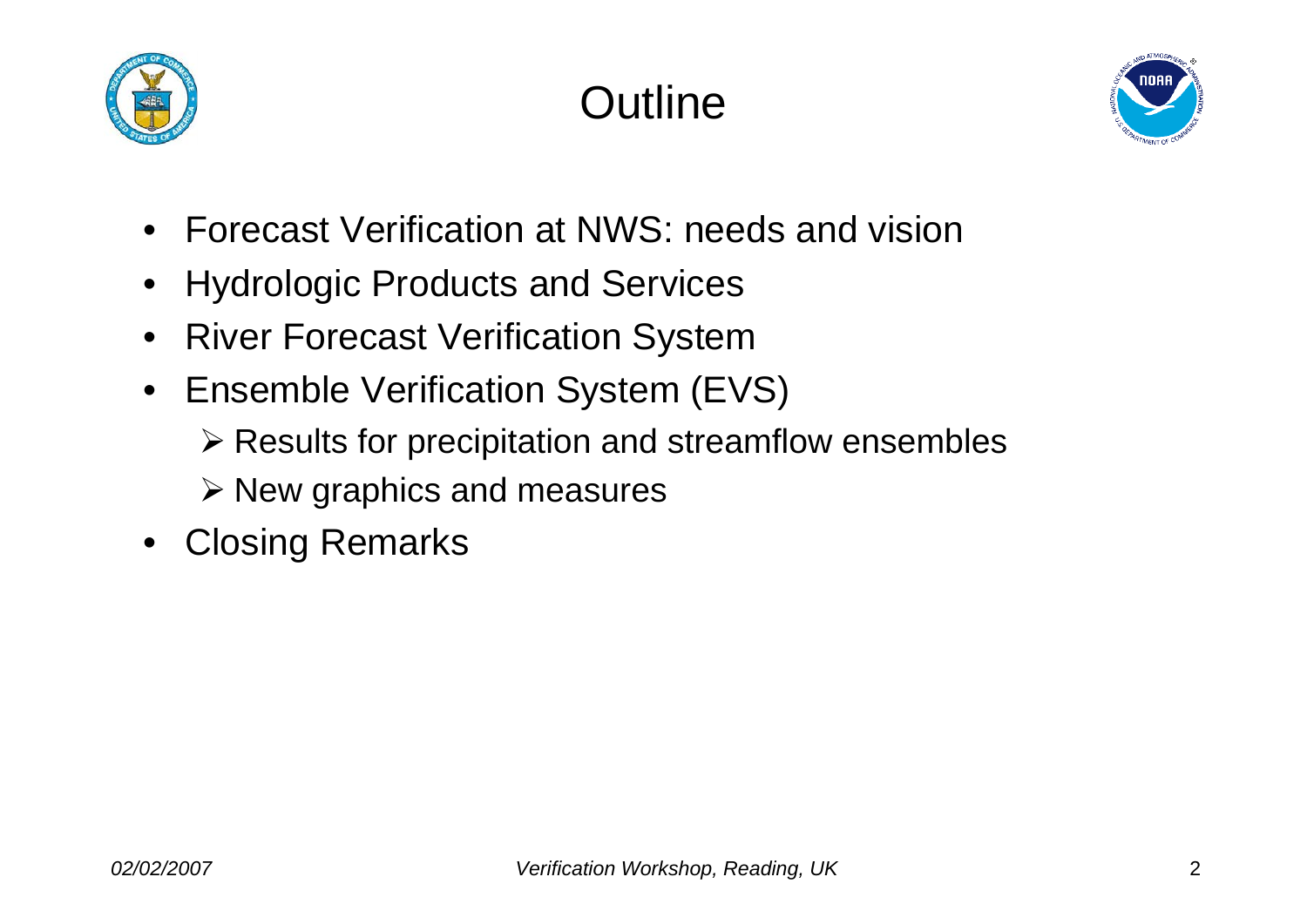# Outline

- Forecast Verification at NWS: needs and vision
- Hydrologic Products and Services
- River Forecast Verification System
- Ensemble Verification System (EVS)
  - Results for precipitation and streamflow ensembles
  - New graphics and measures
- Closing Remarks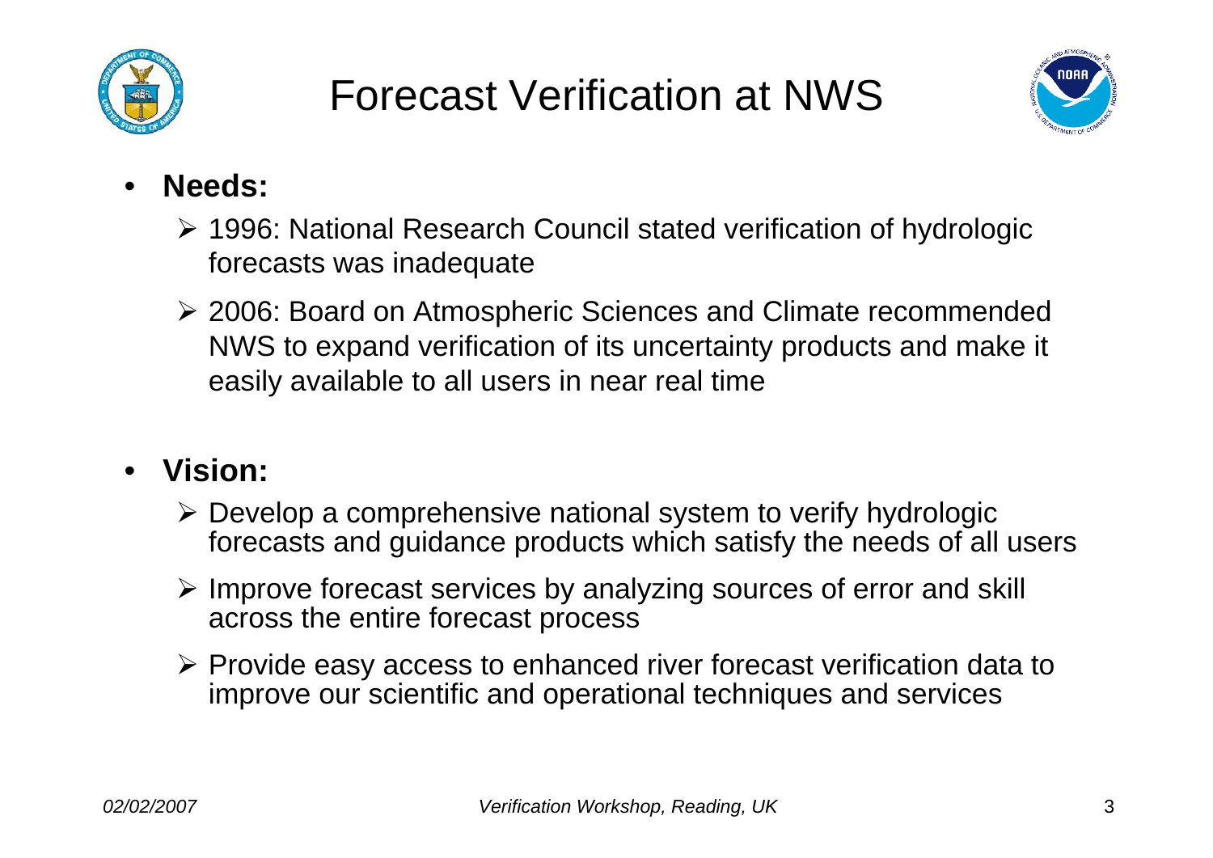# Forecast Verification at NWS

- **Needs:**
  - 1996: National Research Council stated verification of hydrologic forecasts was inadequate
  - 2006: Board on Atmospheric Sciences and Climate recommended NWS to expand verification of its uncertainty products and make it easily available to all users in near real time

- **Vision:**
  - Develop a comprehensive national system to verify hydrologic forecasts and guidance products which satisfy the needs of all users
  - Improve forecast services by analyzing sources of error and skill across the entire forecast process
  - Provide easy access to enhanced river forecast verification data to improve our scientific and operational techniques and services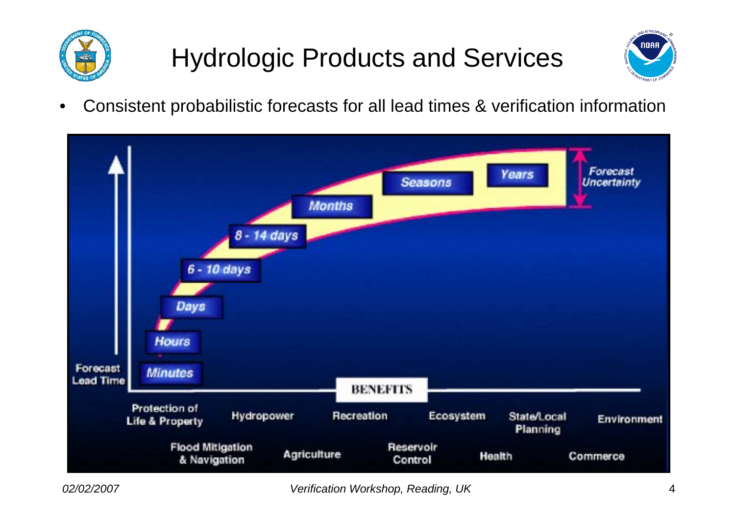# Hydrologic Products and Services

- Consistent probabilistic forecasts for all lead times & verification information

Forecast Lead Time

Minutes

Hours

Days

6 - 10 days

8 - 14 days

Months

Seasons

Years

Forecast Uncertainty

BENEFITS

Protection of Life & Property

Hydropower

Recreation

Ecosystem

State/Local Planning

Environment

Flood Mitigation & Navigation

Agriculture

Reservoir Control

Health

Commerce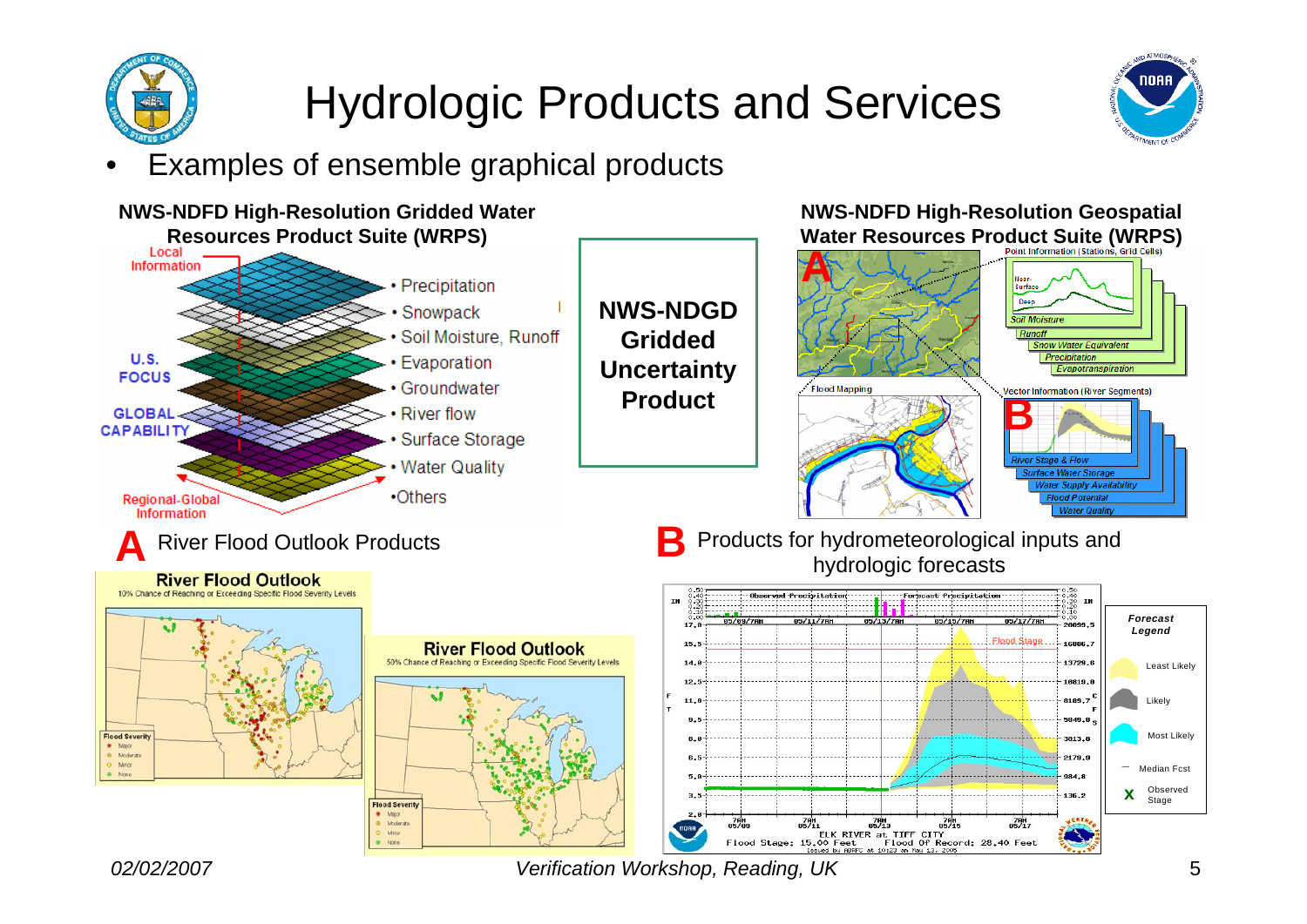# Hydrologic Products and Services

- Examples of ensemble graphical products

**NWS-NDFD High-Resolution Gridded Water Resources Product Suite (WRPS)**

Local Information

U.S. FOCUS

GLOBAL CAPABILITY

Regional-Global Information

- Precipitation
- Snowpack
- Soil Moisture, Runoff
- Evaporation
- Groundwater
- River flow
- Surface Storage
- Water Quality
- Others

**NWS-NDGD Gridded Uncertainty Product**

**NWS-NDFD High-Resolution Geospatial Water Resources Product Suite (WRPS)**

Point Information (Stations, Grid Cells)

Near-Surface, Deep

Soil Moisture, Runoff, Snow Water Equivalent, Precipitation, Evapotranspiration

Flood Mapping

Vector Information (River Segments)

River Stage & Flow, Surface Water Storage, Water Supply Availability, Flood Potential, Water Quality

**A** River Flood Outlook Products

**River Flood Outlook**
10% Chance of Reaching or Exceeding Specific Flood Severity Levels

**River Flood Outlook**
50% Chance of Reaching or Exceeding Specific Flood Severity Levels

Flood Severity: Major, Moderate, Minor, None

**B** Products for hydrometeorological inputs and hydrologic forecasts

Observed Precipitation | Forecast Precipitation

Flood Stage

ELK RIVER at TIFF CITY
Flood Stage: 15.00 Feet    Flood Of Record: 28.40 Feet

*Forecast Legend*
- Least Likely
- Likely
- Most Likely
- Median Fcst
- X Observed Stage

02/02/2007 — Verification Workshop, Reading, UK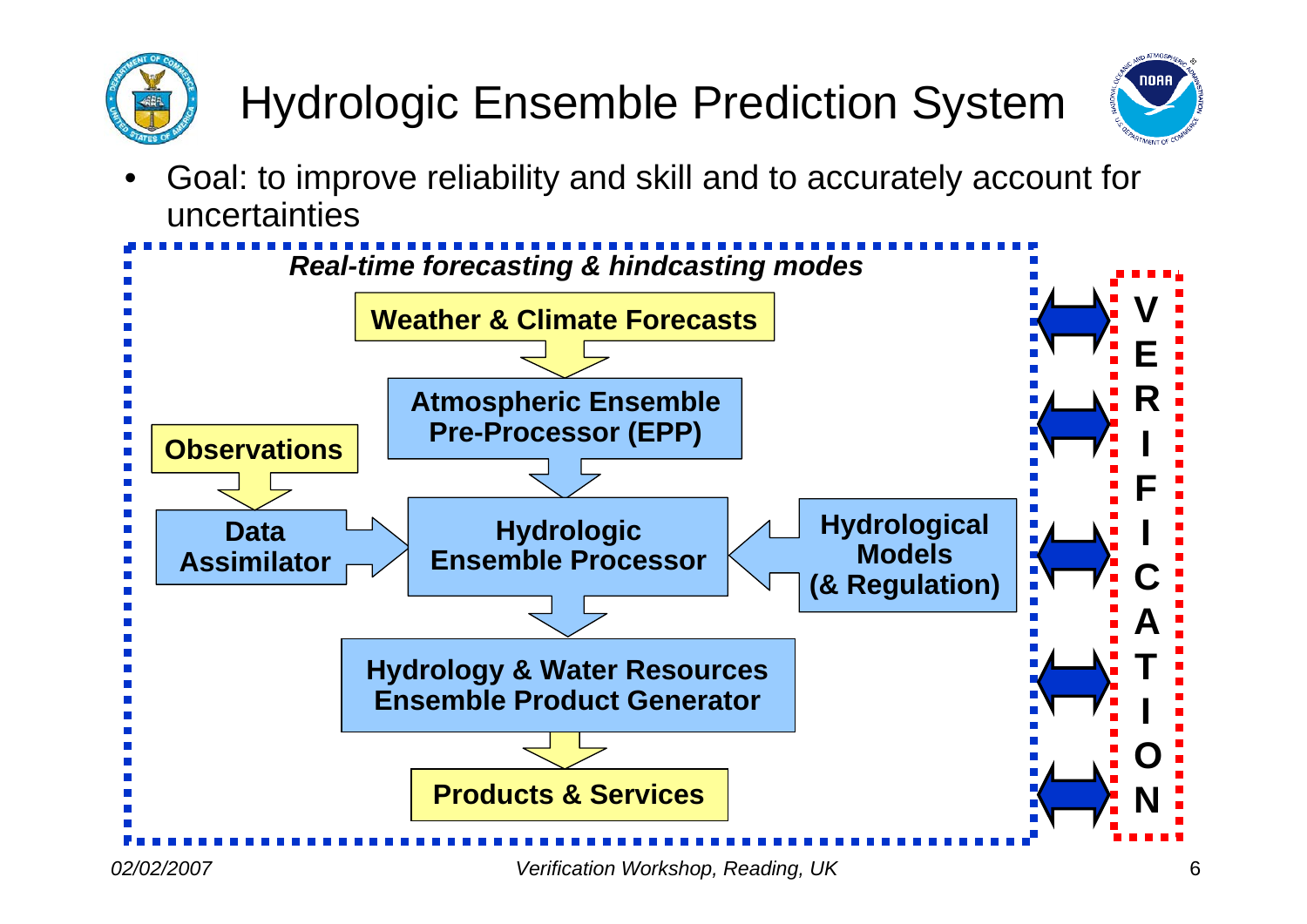# Hydrologic Ensemble Prediction System

- Goal: to improve reliability and skill and to accurately account for uncertainties

***Real-time forecasting & hindcasting modes***

**Weather & Climate Forecasts**

**Atmospheric Ensemble Pre-Processor (EPP)**

**Observations**

**Data Assimilator**

**Hydrologic Ensemble Processor**

**Hydrological Models (& Regulation)**

**Hydrology & Water Resources Ensemble Product Generator**

**Products & Services**

**VERIFICATION**

*02/02/2007* *Verification Workshop, Reading, UK*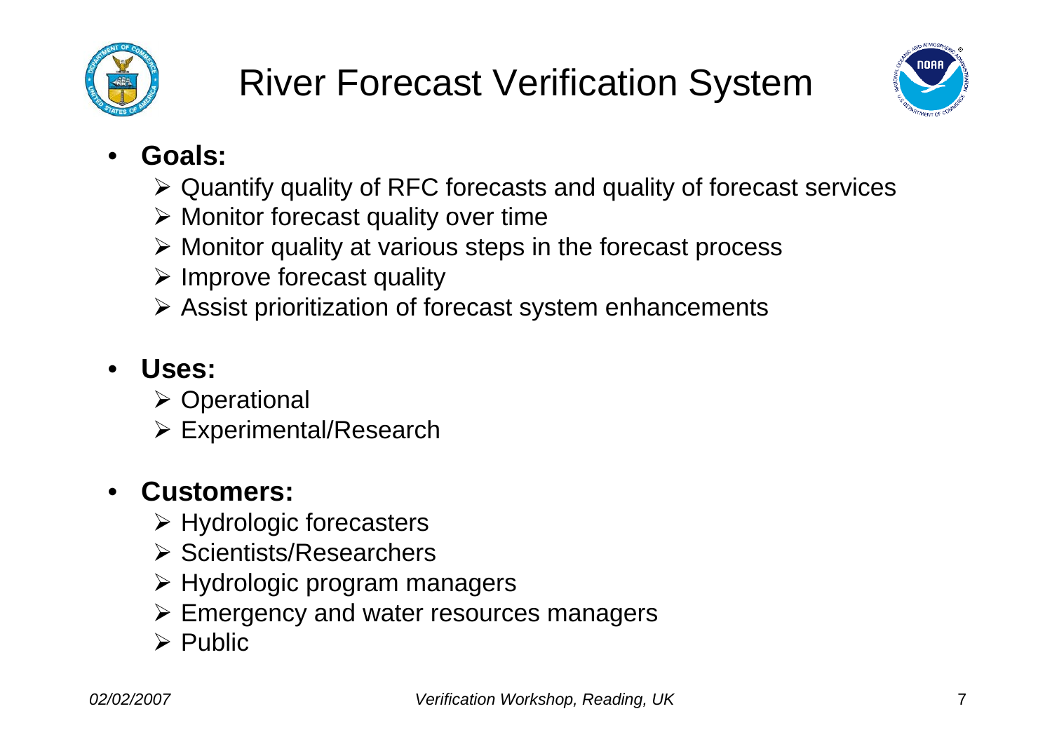# River Forecast Verification System

- **Goals:**
  - Quantify quality of RFC forecasts and quality of forecast services
  - Monitor forecast quality over time
  - Monitor quality at various steps in the forecast process
  - Improve forecast quality
  - Assist prioritization of forecast system enhancements
- **Uses:**
  - Operational
  - Experimental/Research
- **Customers:**
  - Hydrologic forecasters
  - Scientists/Researchers
  - Hydrologic program managers
  - Emergency and water resources managers
  - Public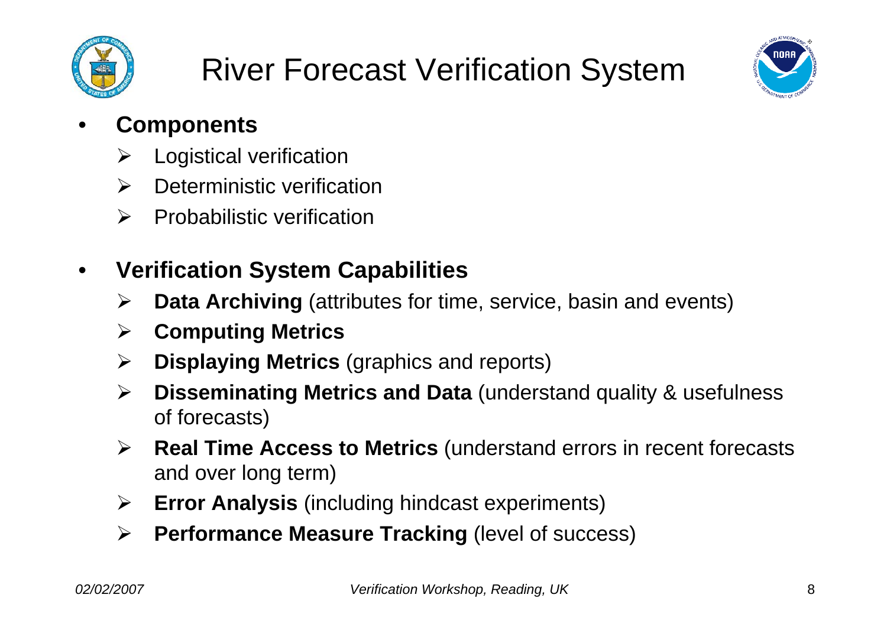# River Forecast Verification System

- **Components**
  - Logistical verification
  - Deterministic verification
  - Probabilistic verification

- **Verification System Capabilities**
  - **Data Archiving** (attributes for time, service, basin and events)
  - **Computing Metrics**
  - **Displaying Metrics** (graphics and reports)
  - **Disseminating Metrics and Data** (understand quality & usefulness of forecasts)
  - **Real Time Access to Metrics** (understand errors in recent forecasts and over long term)
  - **Error Analysis** (including hindcast experiments)
  - **Performance Measure Tracking** (level of success)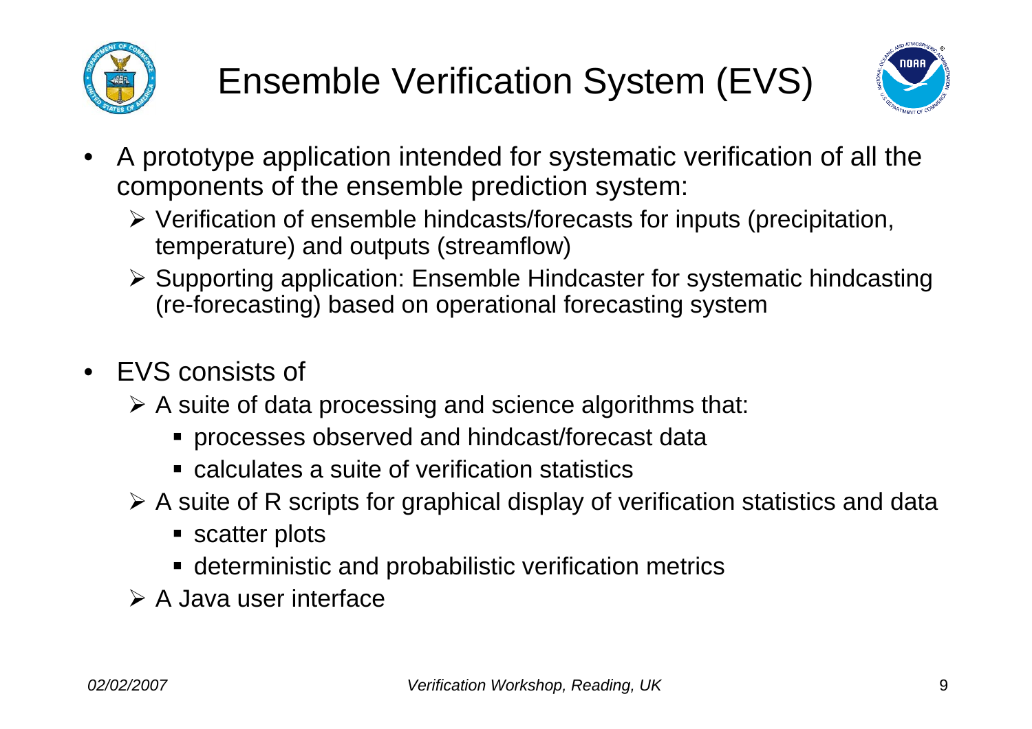# Ensemble Verification System (EVS)

- A prototype application intended for systematic verification of all the components of the ensemble prediction system:
  - Verification of ensemble hindcasts/forecasts for inputs (precipitation, temperature) and outputs (streamflow)
  - Supporting application: Ensemble Hindcaster for systematic hindcasting (re-forecasting) based on operational forecasting system

- EVS consists of
  - A suite of data processing and science algorithms that:
    - processes observed and hindcast/forecast data
    - calculates a suite of verification statistics
  - A suite of R scripts for graphical display of verification statistics and data
    - scatter plots
    - deterministic and probabilistic verification metrics
  - A Java user interface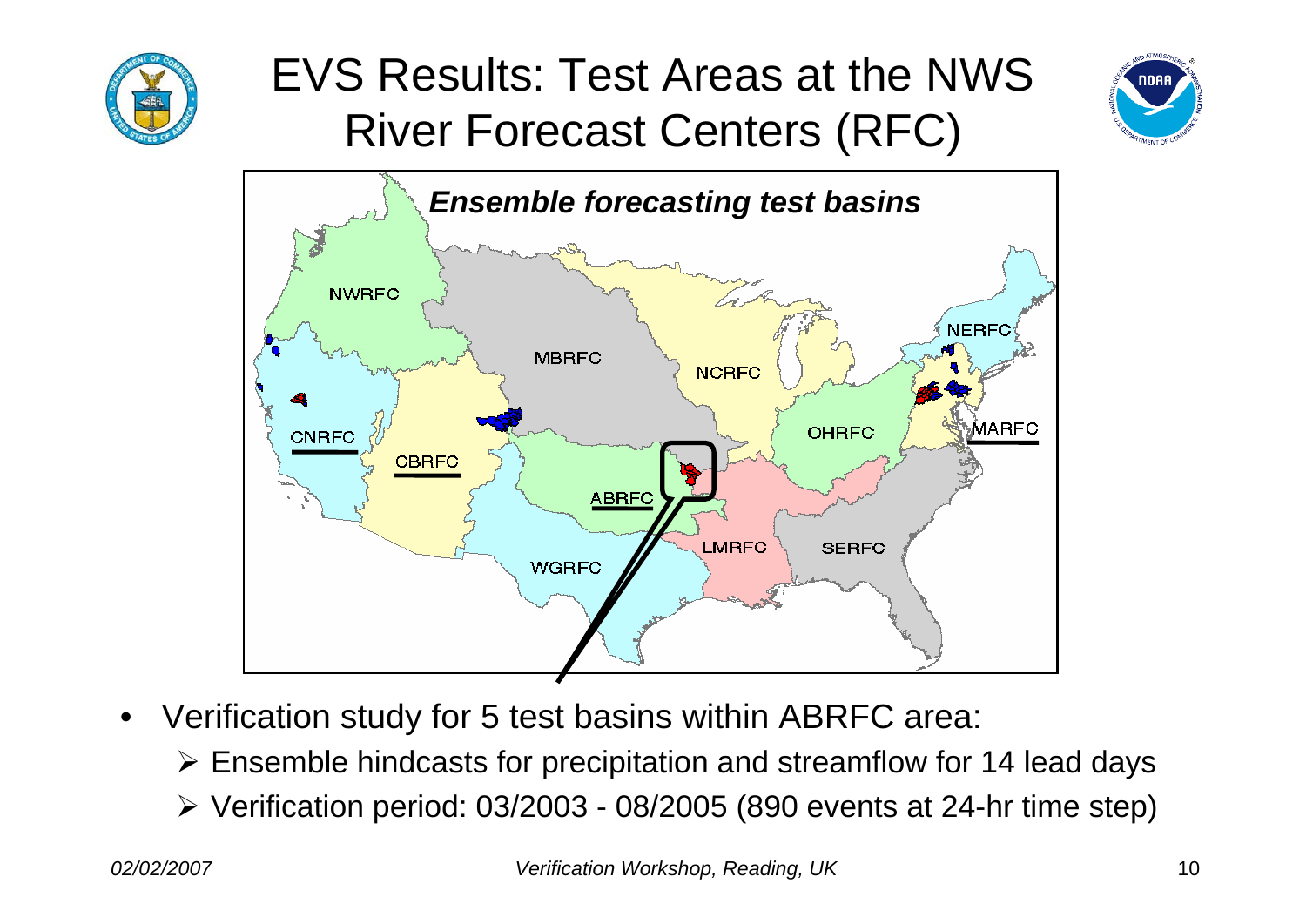# EVS Results: Test Areas at the NWS River Forecast Centers (RFC)

***Ensemble forecasting test basins***

NWRFC

MBRFC

NCRFC

NERFC

CNRFC

CBRFC

OHRFC

MARFC

ABRFC

LMRFC

SERFC

WGRFC

- Verification study for 5 test basins within ABRFC area:
  - Ensemble hindcasts for precipitation and streamflow for 14 lead days
  - Verification period: 03/2003 - 08/2005 (890 events at 24-hr time step)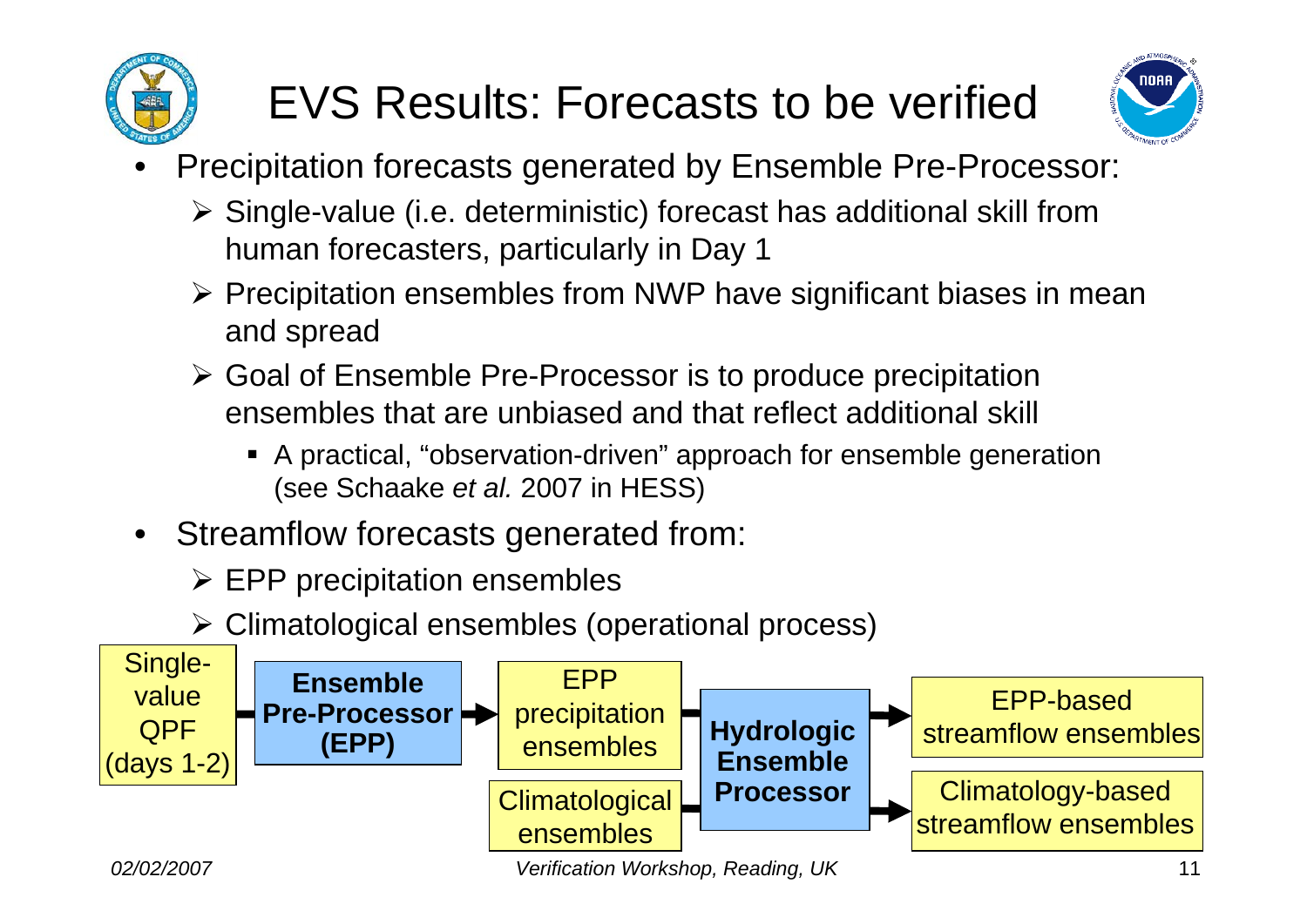# EVS Results: Forecasts to be verified

- Precipitation forecasts generated by Ensemble Pre-Processor:
  - Single-value (i.e. deterministic) forecast has additional skill from human forecasters, particularly in Day 1
  - Precipitation ensembles from NWP have significant biases in mean and spread
  - Goal of Ensemble Pre-Processor is to produce precipitation ensembles that are unbiased and that reflect additional skill
    - A practical, "observation-driven" approach for ensemble generation (see Schaake *et al.* 2007 in HESS)
- Streamflow forecasts generated from:
  - EPP precipitation ensembles
  - Climatological ensembles (operational process)

Single-value QPF (days 1-2)

**Ensemble Pre-Processor (EPP)**

EPP precipitation ensembles

Climatological ensembles

**Hydrologic Ensemble Processor**

EPP-based streamflow ensembles

Climatology-based streamflow ensembles

*02/02/2007*

*Verification Workshop, Reading, UK*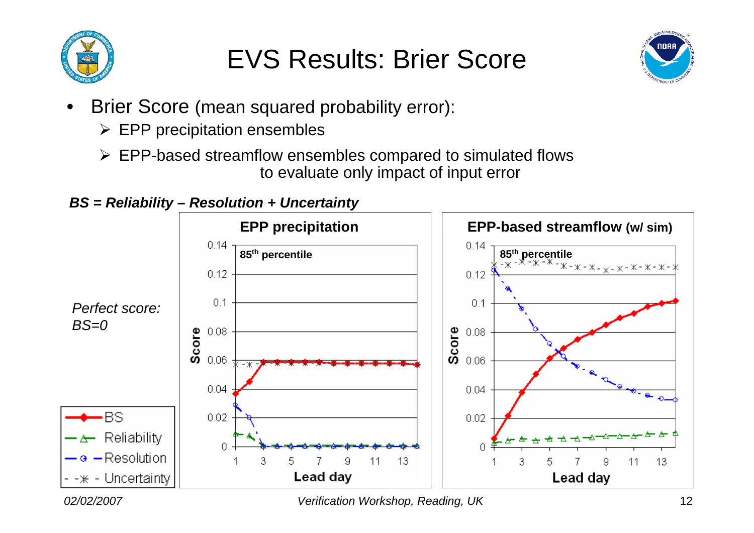# EVS Results: Brier Score

- Brier Score (mean squared probability error):
  - EPP precipitation ensembles
  - EPP-based streamflow ensembles compared to simulated flows to evaluate only impact of input error

***BS = Reliability – Resolution + Uncertainty***

*Perfect score: BS=0*

**EPP precipitation**

85th percentile

Score

0.14
0.12
0.1
0.08
0.06
0.04
0.02
0

1 3 5 7 9 11 13

Lead day

**EPP-based streamflow (w/ sim)**

85th percentile

Score

0.14
0.12
0.1
0.08
0.06
0.04
0.02
0

1 3 5 7 9 11 13

Lead day

BS
Reliability
Resolution
Uncertainty

*02/02/2007* *Verification Workshop, Reading, UK*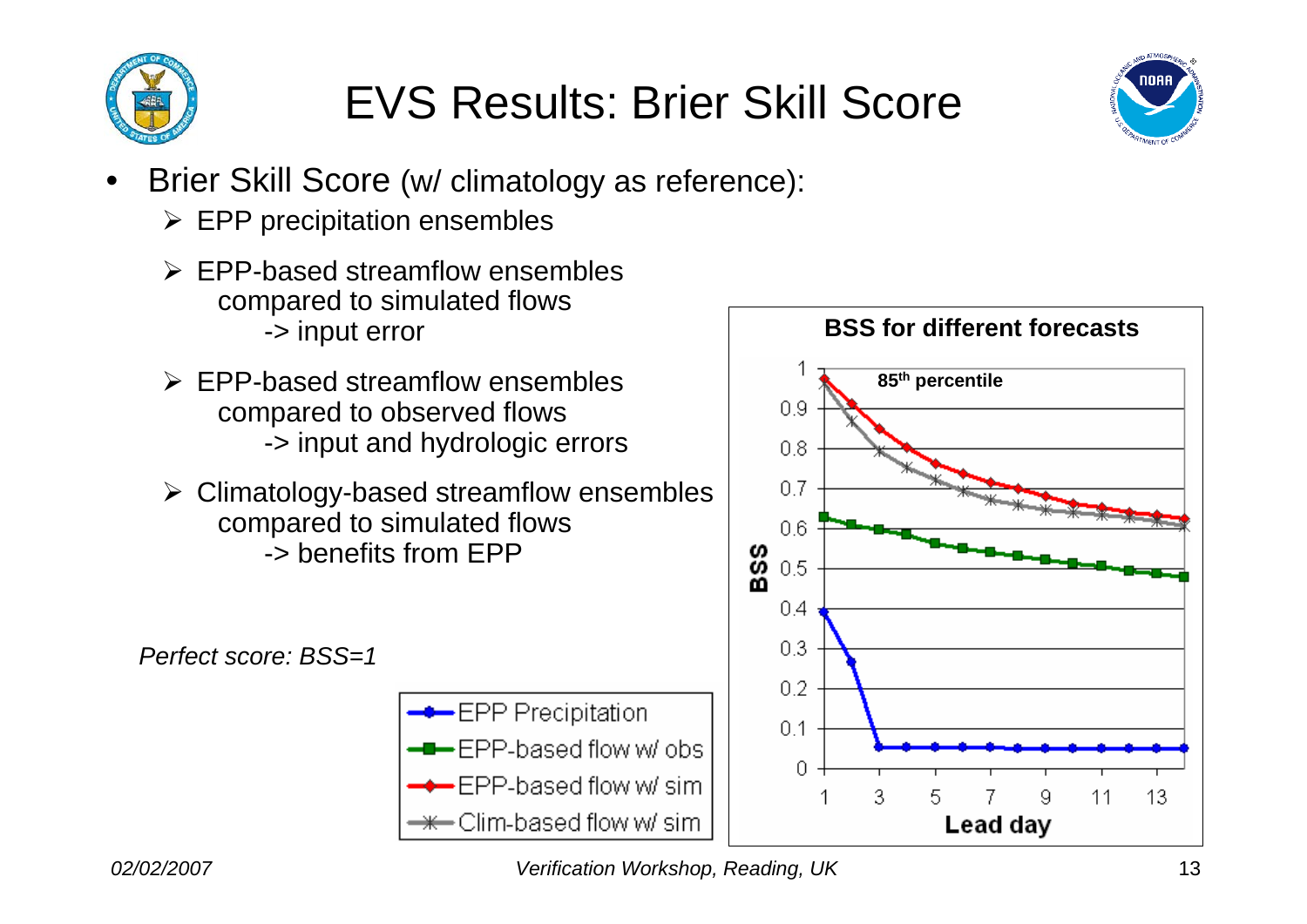# EVS Results: Brier Skill Score

- Brier Skill Score (w/ climatology as reference):
  - EPP precipitation ensembles
  - EPP-based streamflow ensembles compared to simulated flows
    -> input error
  - EPP-based streamflow ensembles compared to observed flows
    -> input and hydrologic errors
  - Climatology-based streamflow ensembles compared to simulated flows
    -> benefits from EPP

*Perfect score: BSS=1*

**BSS for different forecasts**

**85th percentile**

BSS

0, 0.1, 0.2, 0.3, 0.4, 0.5, 0.6, 0.7, 0.8, 0.9, 1

Lead day

1, 3, 5, 7, 9, 11, 13

EPP Precipitation
EPP-based flow w/ obs
EPP-based flow w/ sim
Clim-based flow w/ sim

*02/02/2007* *Verification Workshop, Reading, UK*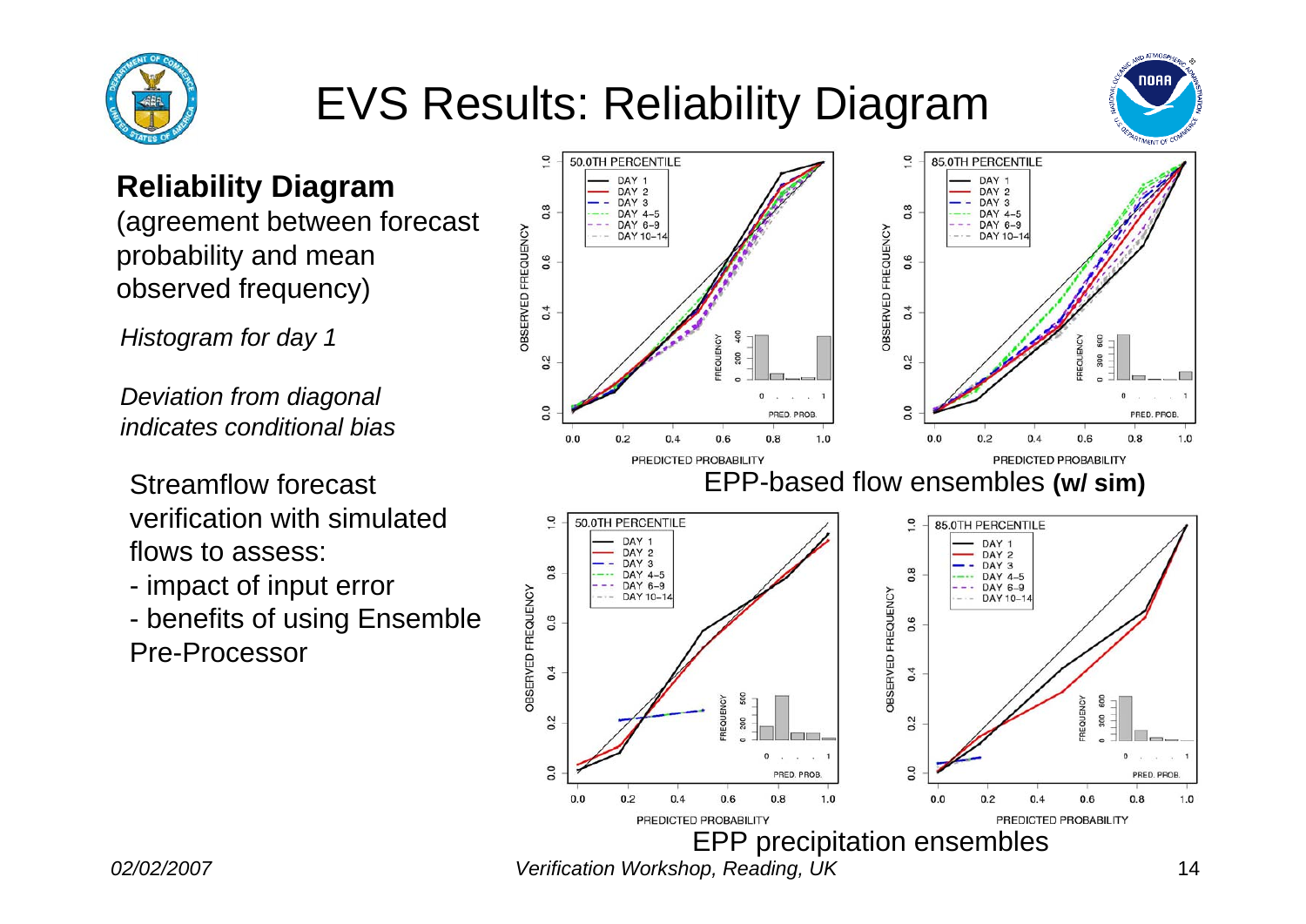# EVS Results: Reliability Diagram

**Reliability Diagram**
(agreement between forecast probability and mean observed frequency)

*Histogram for day 1*

*Deviation from diagonal indicates conditional bias*

Streamflow forecast verification with simulated flows to assess:
- impact of input error
- benefits of using Ensemble Pre-Processor

50.0TH PERCENTILE
DAY 1
DAY 2
DAY 3
DAY 4–5
DAY 6–9
DAY 10–14
OBSERVED FREQUENCY
PREDICTED PROBABILITY
FREQUENCY
PRED. PROB.

85.0TH PERCENTILE
DAY 1
DAY 2
DAY 3
DAY 4–5
DAY 6–9
DAY 10–14
OBSERVED FREQUENCY
PREDICTED PROBABILITY
FREQUENCY
PRED. PROB.

EPP-based flow ensembles **(w/ sim)**

50.0TH PERCENTILE
DAY 1
DAY 2
DAY 3
DAY 4–5
DAY 6–9
DAY 10–14
OBSERVED FREQUENCY
PREDICTED PROBABILITY
FREQUENCY
PRED. PROB.

85.0TH PERCENTILE
DAY 1
DAY 2
DAY 3
DAY 4–5
DAY 6–9
DAY 10–14
OBSERVED FREQUENCY
PREDICTED PROBABILITY
FREQUENCY
PRED. PROB.

EPP precipitation ensembles

*02/02/2007* *Verification Workshop, Reading, UK*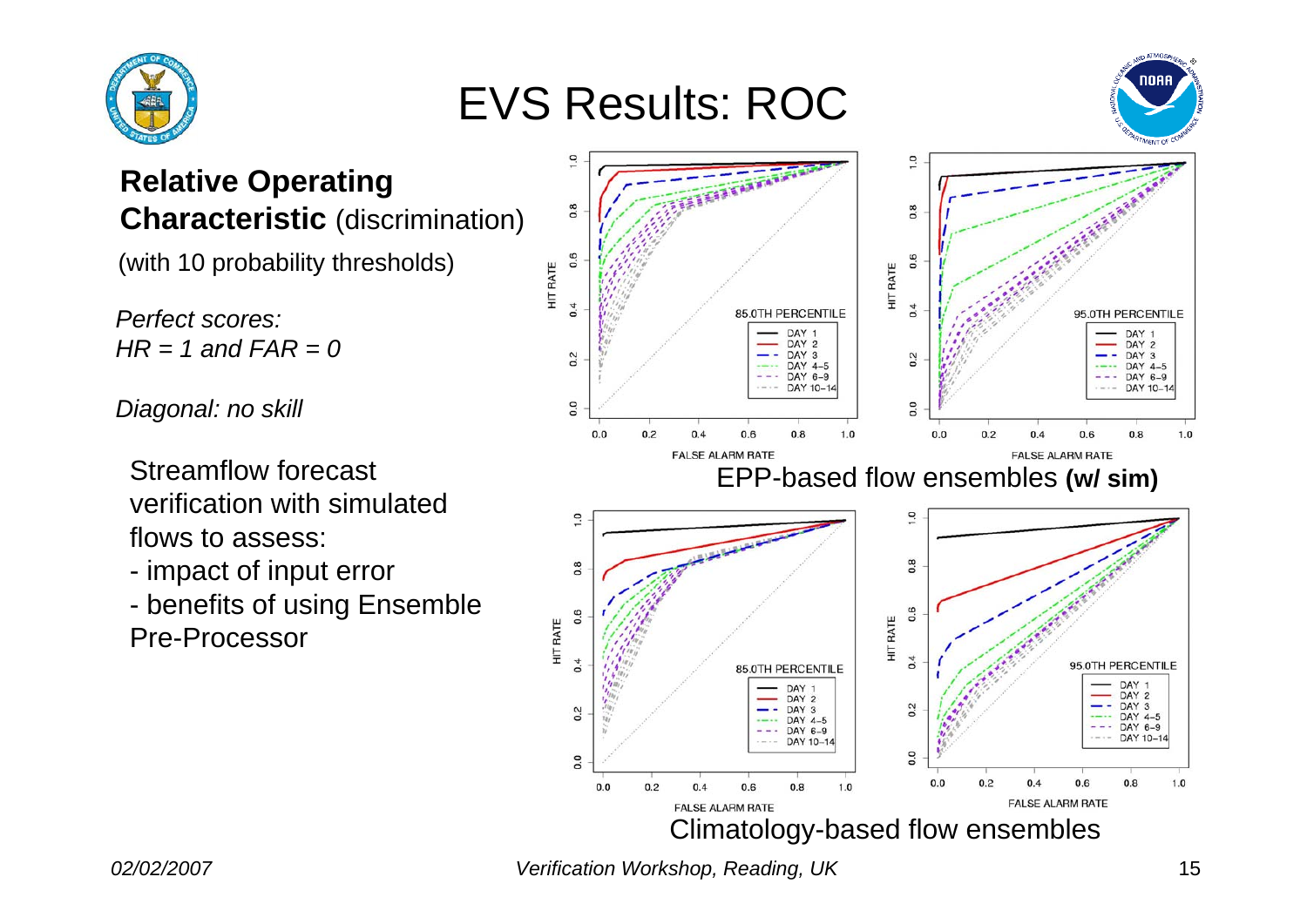# EVS Results: ROC

**Relative Operating Characteristic** (discrimination)

(with 10 probability thresholds)

*Perfect scores:*
*HR = 1 and FAR = 0*

*Diagonal: no skill*

Streamflow forecast verification with simulated flows to assess:

- impact of input error
- benefits of using Ensemble Pre-Processor

EPP-based flow ensembles **(w/ sim)**

Climatology-based flow ensembles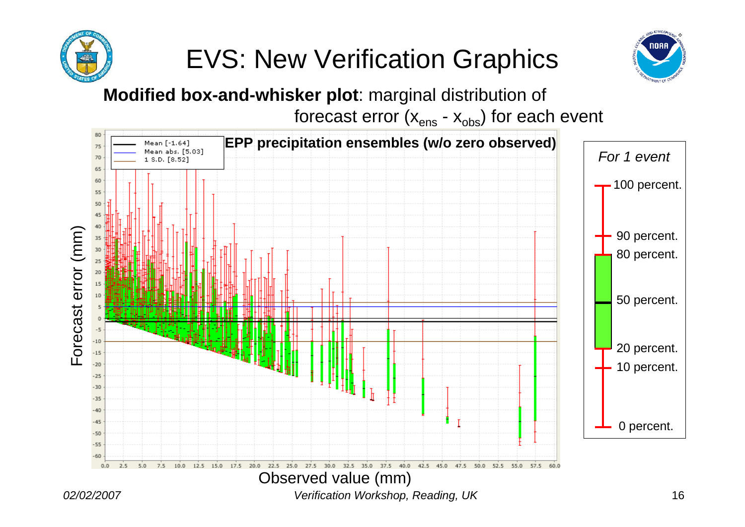# EVS: New Verification Graphics

**Modified box-and-whisker plot**: marginal distribution of forecast error ($x_{ens}$ - $x_{obs}$) for each event

EPP precipitation ensembles (w/o zero observed)

Mean [-1.64]
Mean abs. [5.03]
1 S.D. [8.52]

Forecast error (mm)

Observed value (mm)

For 1 event

100 percent.
90 percent.
80 percent.
50 percent.
20 percent.
10 percent.
0 percent.

02/02/2007 — Verification Workshop, Reading, UK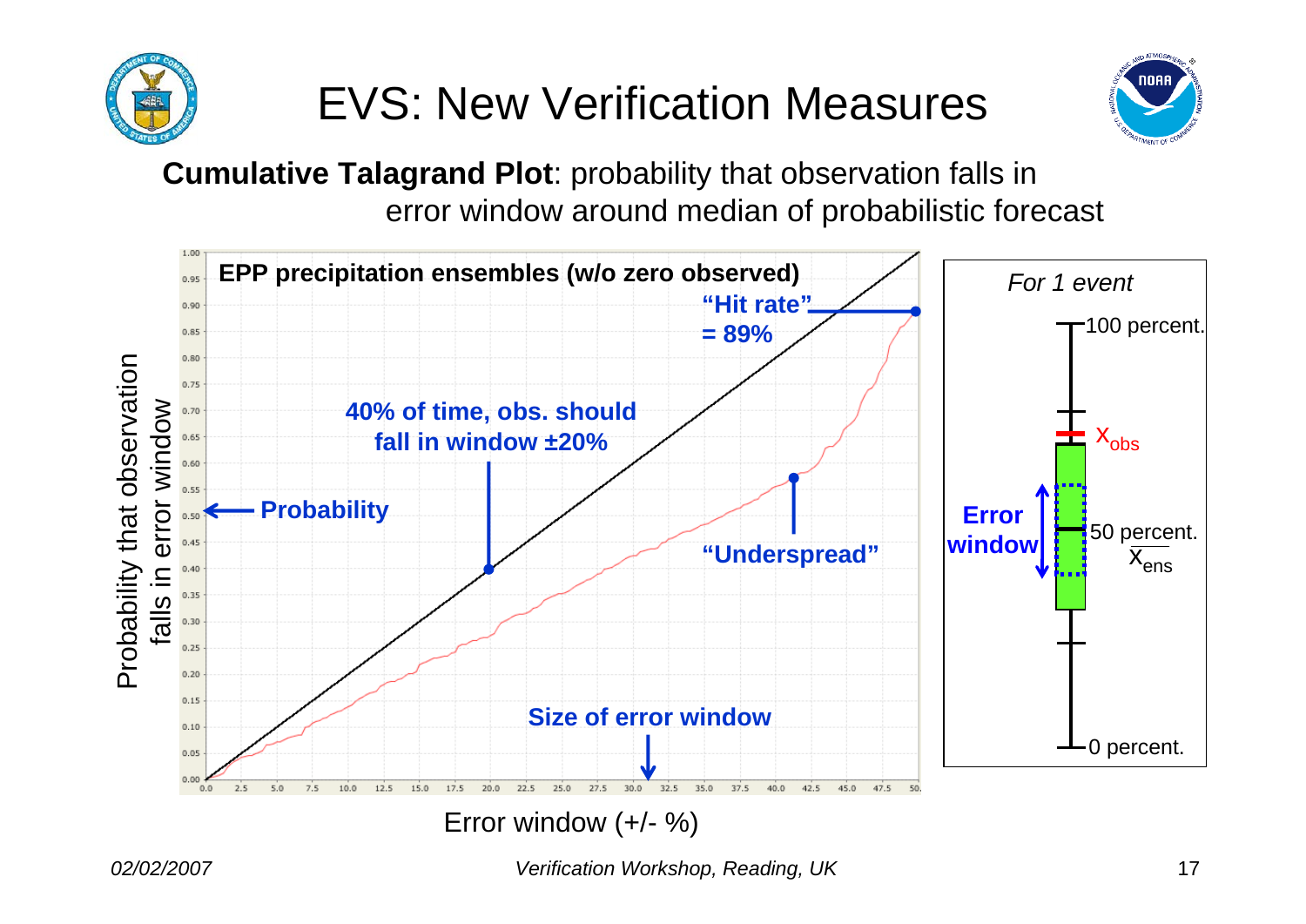# EVS: New Verification Measures

**Cumulative Talagrand Plot**: probability that observation falls in error window around median of probabilistic forecast

**EPP precipitation ensembles (w/o zero observed)**

"Hit rate" = 89%

40% of time, obs. should fall in window ±20%

Probability

"Underspread"

Size of error window

Probability that observation falls in error window

Error window (+/- %)

1.00
0.95
0.90
0.85
0.80
0.75
0.70
0.65
0.60
0.55
0.50
0.45
0.40
0.35
0.30
0.25
0.20
0.15
0.10
0.05
0.00

0.0
2.5
5.0
7.5
10.0
12.5
15.0
17.5
20.0
22.5
25.0
27.5
30.0
32.5
35.0
37.5
40.0
42.5
45.0
47.5
50.

*For 1 event*

100 percent.

$x_{obs}$

Error window

50 percent.

$\overline{X}_{ens}$

0 percent.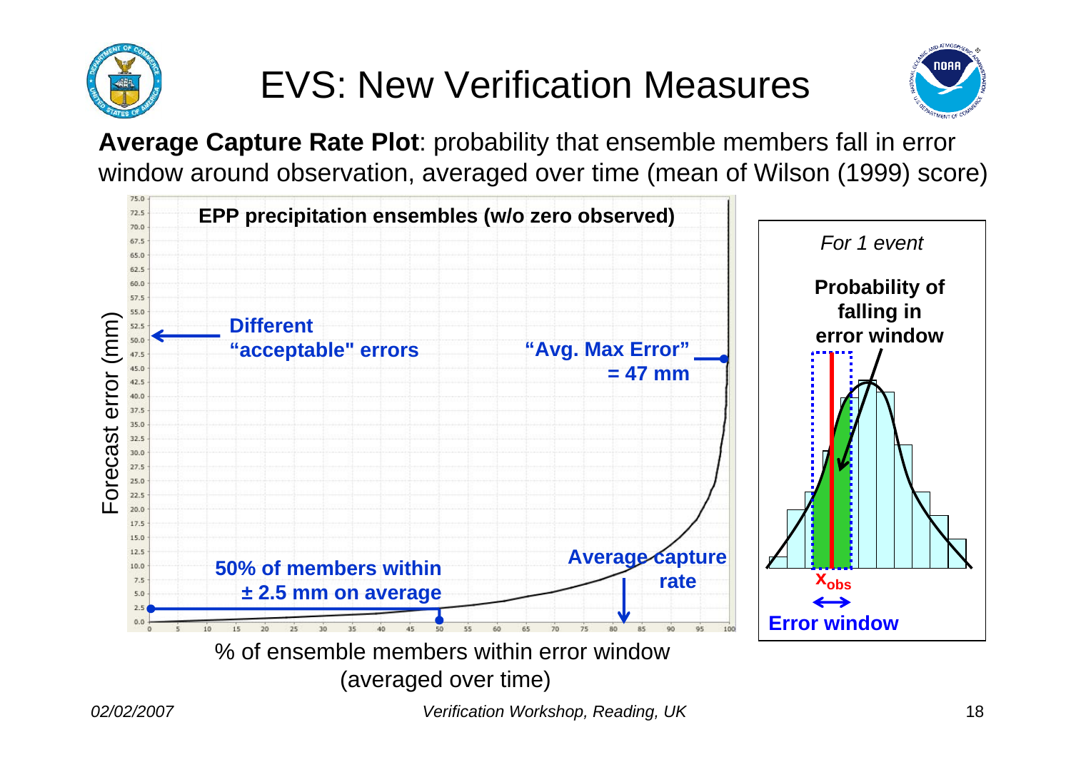# EVS: New Verification Measures

**Average Capture Rate Plot**: probability that ensemble members fall in error window around observation, averaged over time (mean of Wilson (1999) score)

EPP precipitation ensembles (w/o zero observed)

Forecast error (mm)

75.0 72.5 70.0 67.5 65.0 62.5 60.0 57.5 55.0 52.5 50.0 47.5 45.0 42.5 40.0 37.5 35.0 32.5 30.0 27.5 25.0 22.5 20.0 17.5 15.0 12.5 10.0 7.5 5.0 2.5 0.0

0 5 10 15 20 25 30 35 40 45 50 55 60 65 70 75 80 85 90 95 100

Different "acceptable" errors

"Avg. Max Error" = 47 mm

50% of members within ± 2.5 mm on average

Average capture rate

% of ensemble members within error window (averaged over time)

For 1 event

Probability of falling in error window

$x_{obs}$

Error window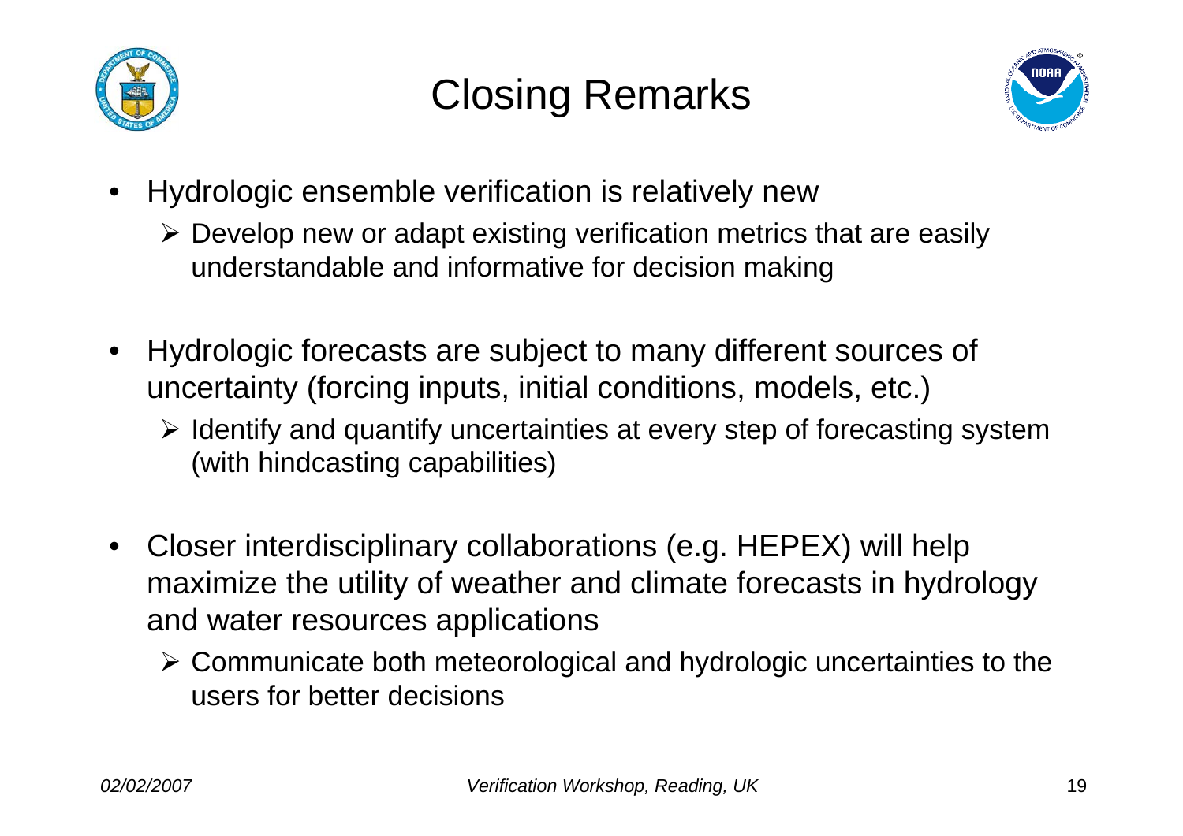# Closing Remarks

- Hydrologic ensemble verification is relatively new
  - Develop new or adapt existing verification metrics that are easily understandable and informative for decision making
- Hydrologic forecasts are subject to many different sources of uncertainty (forcing inputs, initial conditions, models, etc.)
  - Identify and quantify uncertainties at every step of forecasting system (with hindcasting capabilities)
- Closer interdisciplinary collaborations (e.g. HEPEX) will help maximize the utility of weather and climate forecasts in hydrology and water resources applications
  - Communicate both meteorological and hydrologic uncertainties to the users for better decisions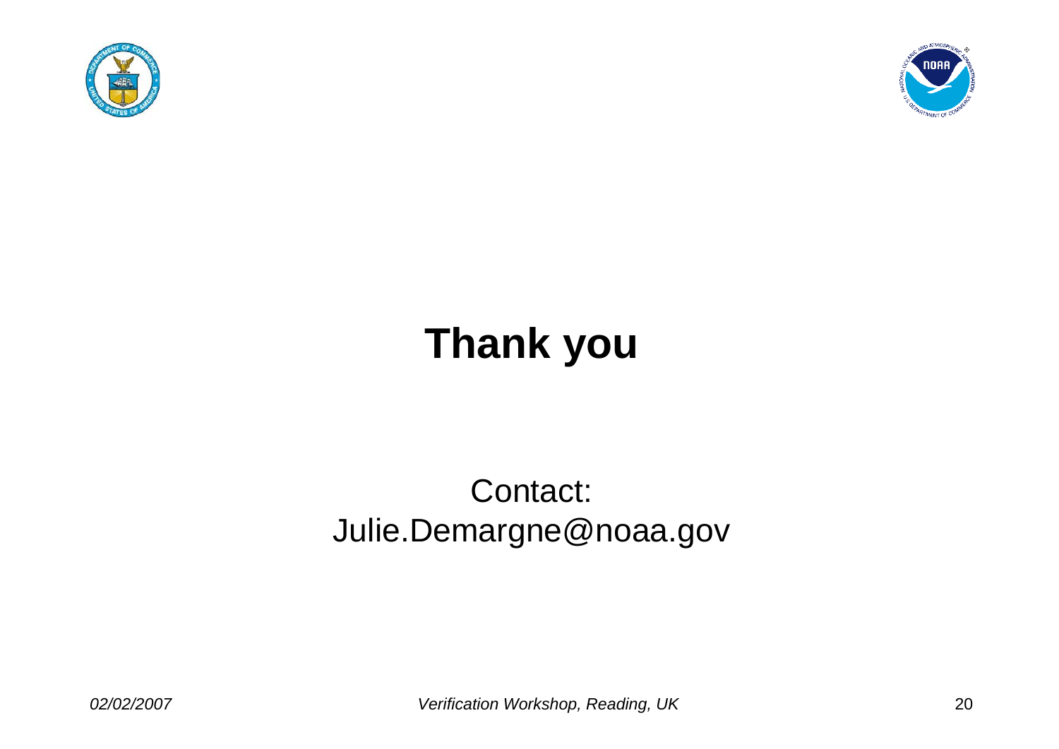# Thank you

Contact:
Julie.Demargne@noaa.gov